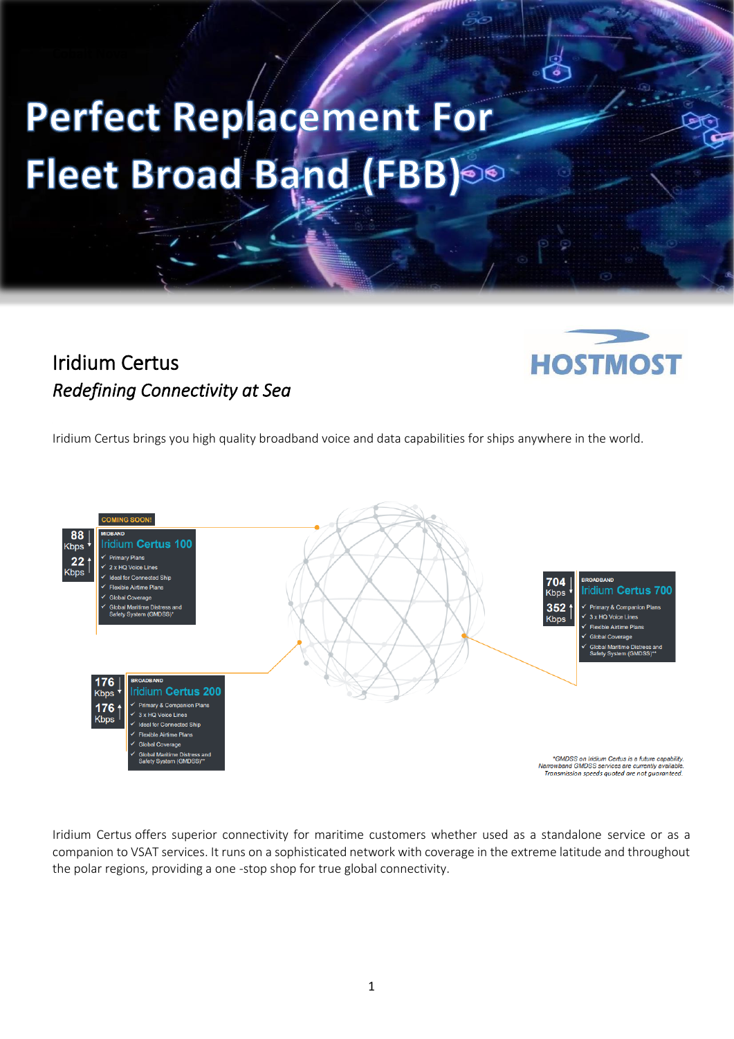# Perfect Replacement For Fleet Broad Band (FBB)

## Iridium Certus

### *Redefining Connectivity at Sea*

HOSTMOST

Iridium Certus brings you high quality broadband voice and data capabilities for ships anywhere in the world.

COMING SOON!

88 Kbps ↓
22 Kbps ↑

MIDBAND
**Iridium Certus 100**
- ✓ Primary Plans
- ✓ 2 x HQ Voice Lines
- ✓ Ideal for Connected Ship
- ✓ Flexible Airtime Plans
- ✓ Global Coverage
- ✓ Global Maritime Distress and Safety System (GMDSS)*

704 Kbps ↓
352 Kbps ↑

BROADBAND
**Iridium Certus 700**
- ✓ Primary & Companion Plans
- ✓ 3 x HQ Voice Lines
- ✓ Flexible Airtime Plans
- ✓ Global Coverage
- ✓ Global Maritime Distress and Safety System (GMDSS)**

176 Kbps ↓
176 Kbps ↑

BROADBAND
**Iridium Certus 200**
- ✓ Primary & Companion Plans
- ✓ 3 x HQ Voice Lines
- ✓ Ideal for Connected Ship
- ✓ Flexible Airtime Plans
- ✓ Global Coverage
- ✓ Global Maritime Distress and Safety System (GMDSS)**

*GMDSS on Iridium Certus is a future capability.
Narrowband GMDSS services are currently available.
Transmission speeds quoted are not guaranteed.

Iridium Certus offers superior connectivity for maritime customers whether used as a standalone service or as a companion to VSAT services. It runs on a sophisticated network with coverage in the extreme latitude and throughout the polar regions, providing a one -stop shop for true global connectivity.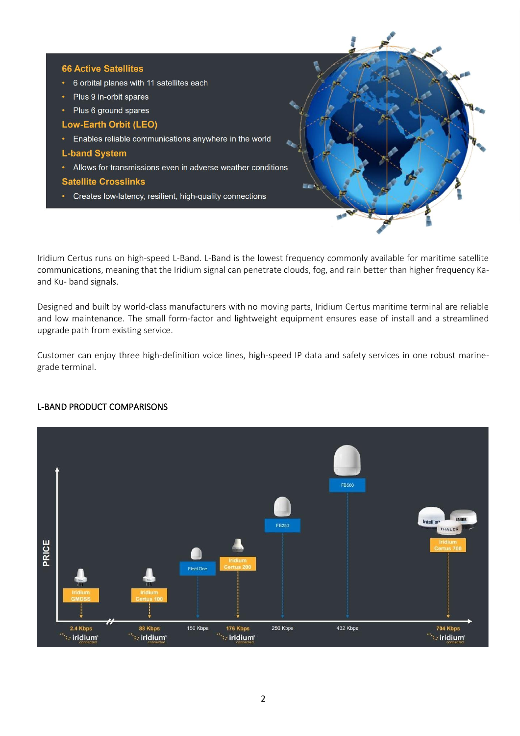**66 Active Satellites**

- 6 orbital planes with 11 satellites each
- Plus 9 in-orbit spares
- Plus 6 ground spares

**Low-Earth Orbit (LEO)**

- Enables reliable communications anywhere in the world

**L-band System**

- Allows for transmissions even in adverse weather conditions

**Satellite Crosslinks**

- Creates low-latency, resilient, high-quality connections

Iridium Certus runs on high-speed L-Band. L-Band is the lowest frequency commonly available for maritime satellite communications, meaning that the Iridium signal can penetrate clouds, fog, and rain better than higher frequency Ka- and Ku- band signals.

Designed and built by world-class manufacturers with no moving parts, Iridium Certus maritime terminal are reliable and low maintenance. The small form-factor and lightweight equipment ensures ease of install and a streamlined upgrade path from existing service.

Customer can enjoy three high-definition voice lines, high-speed IP data and safety services in one robust marine-grade terminal.

## L-BAND PRODUCT COMPARISONS

| Product | Speed |
| --- | --- |
| Iridium GMDSS | 2.4 Kbps |
| Iridium Certus 100 | 88 Kbps |
| Fleet One | 150 Kbps |
| Iridium Certus 200 | 176 Kbps |
| FB250 | 250 Kbps |
| FB500 | 432 Kbps |
| Iridium Certus 700 | 704 Kbps |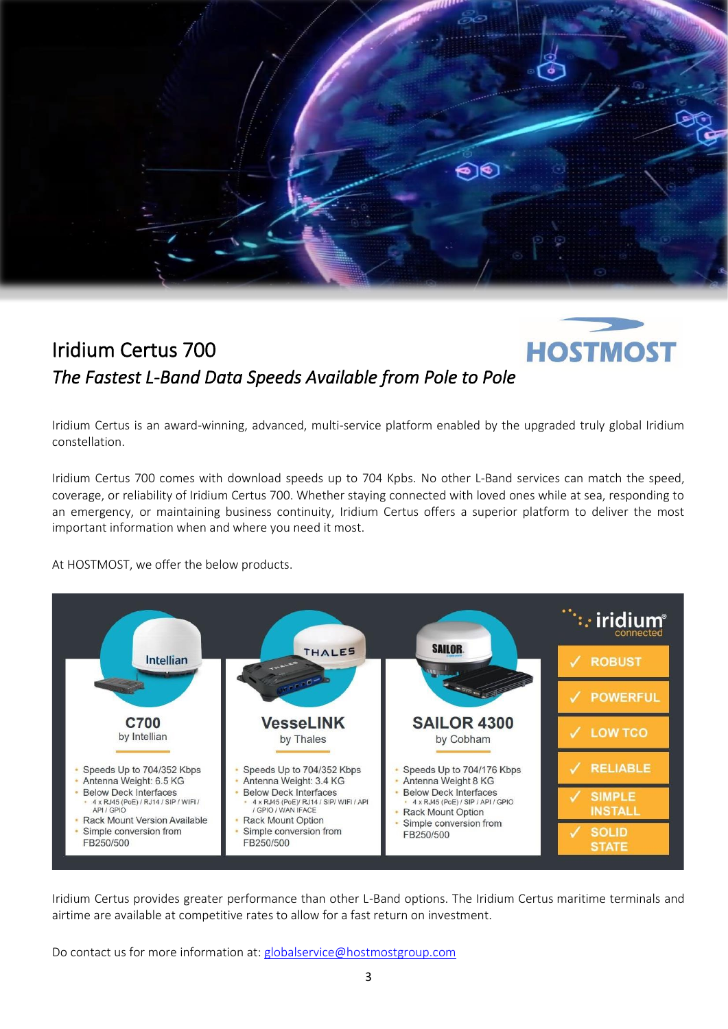# Iridium Certus 700

*The Fastest L-Band Data Speeds Available from Pole to Pole*

HOSTMOST

Iridium Certus is an award-winning, advanced, multi-service platform enabled by the upgraded truly global Iridium constellation.

Iridium Certus 700 comes with download speeds up to 704 Kpbs. No other L-Band services can match the speed, coverage, or reliability of Iridium Certus 700. Whether staying connected with loved ones while at sea, responding to an emergency, or maintaining business continuity, Iridium Certus offers a superior platform to deliver the most important information when and where you need it most.

At HOSTMOST, we offer the below products.

### C700
by Intellian

- Speeds Up to 704/352 Kbps
- Antenna Weight: 6.5 KG
- Below Deck Interfaces
  - 4 x RJ45 (PoE) / RJ14 / SIP / WIFI / API / GPIO
- Rack Mount Version Available
- Simple conversion from FB250/500

### VesseLINK
by Thales

- Speeds Up to 704/352 Kbps
- Antenna Weight: 3.4 KG
- Below Deck Interfaces
  - 4 x RJ45 (PoE)/ RJ14 / SIP/ WIFI / API / GPIO / WAN IFACE
- Rack Mount Option
- Simple conversion from FB250/500

### SAILOR 4300
by Cobham

- Speeds Up to 704/176 Kbps
- Antenna Weight 8 KG
- Below Deck Interfaces
  - 4 x RJ45 (PoE) / SIP / API / GPIO
- Rack Mount Option
- Simple conversion from FB250/500

iridium connected

- ✓ ROBUST
- ✓ POWERFUL
- ✓ LOW TCO
- ✓ RELIABLE
- ✓ SIMPLE INSTALL
- ✓ SOLID STATE

Iridium Certus provides greater performance than other L-Band options. The Iridium Certus maritime terminals and airtime are available at competitive rates to allow for a fast return on investment.

Do contact us for more information at: globalservice@hostmostgroup.com